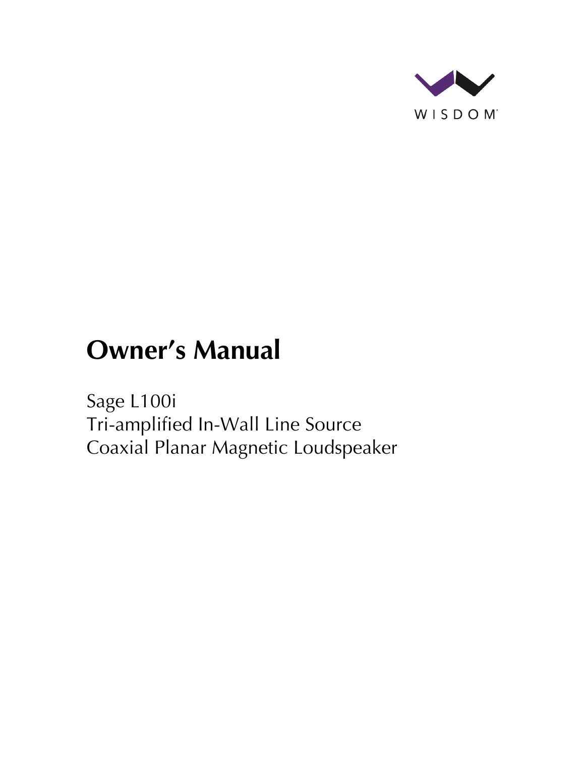WISDOM

# Owner's Manual

Sage L100i
Tri-amplified In-Wall Line Source
Coaxial Planar Magnetic Loudspeaker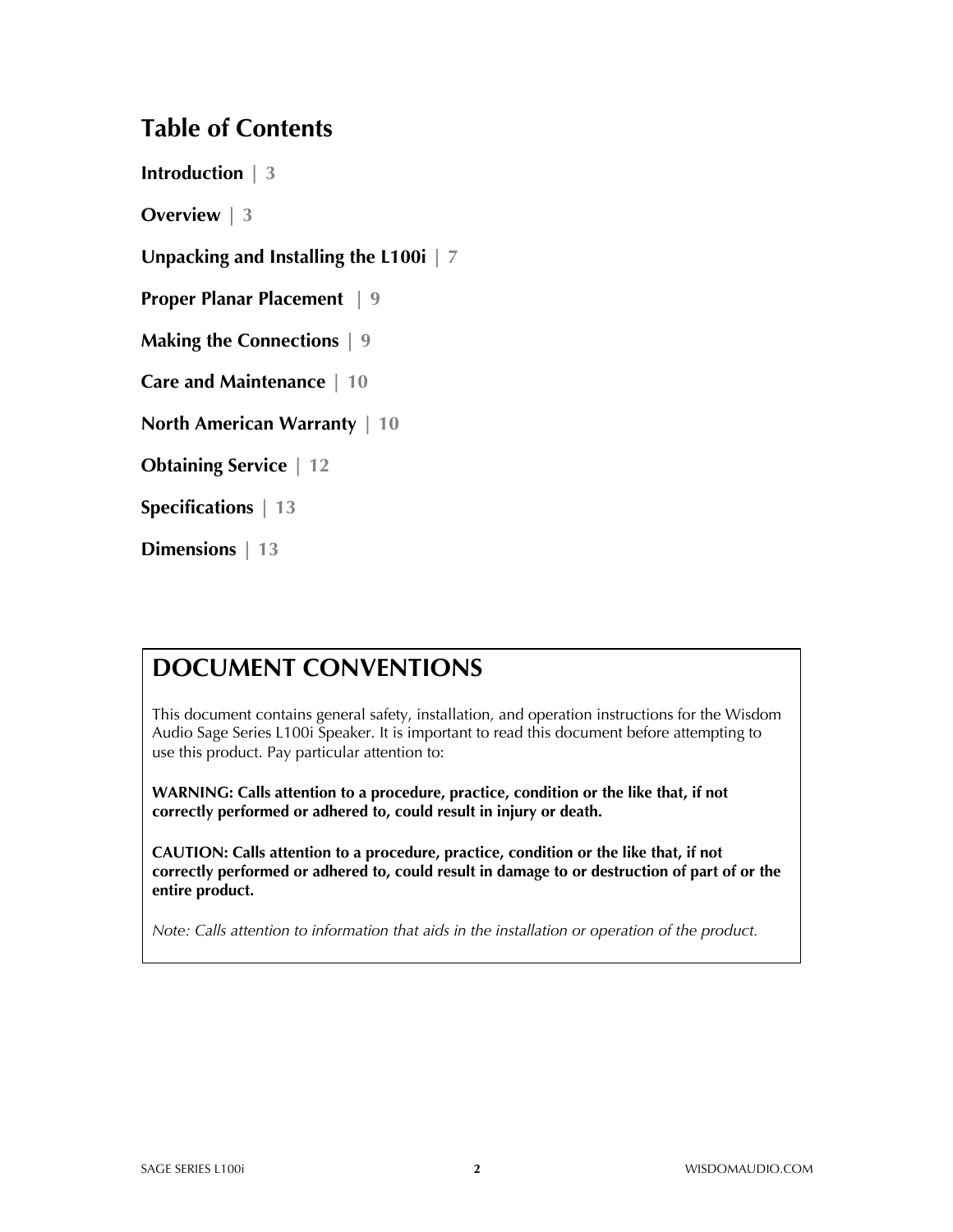# Table of Contents

**Introduction** | 3

**Overview** | 3

**Unpacking and Installing the L100i** | 7

**Proper Planar Placement** | 9

**Making the Connections** | 9

**Care and Maintenance** | 10

**North American Warranty** | 10

**Obtaining Service** | 12

**Specifications** | 13

**Dimensions** | 13

## DOCUMENT CONVENTIONS

This document contains general safety, installation, and operation instructions for the Wisdom Audio Sage Series L100i Speaker. It is important to read this document before attempting to use this product. Pay particular attention to:

**WARNING: Calls attention to a procedure, practice, condition or the like that, if not correctly performed or adhered to, could result in injury or death.**

**CAUTION: Calls attention to a procedure, practice, condition or the like that, if not correctly performed or adhered to, could result in damage to or destruction of part of or the entire product.**

*Note: Calls attention to information that aids in the installation or operation of the product.*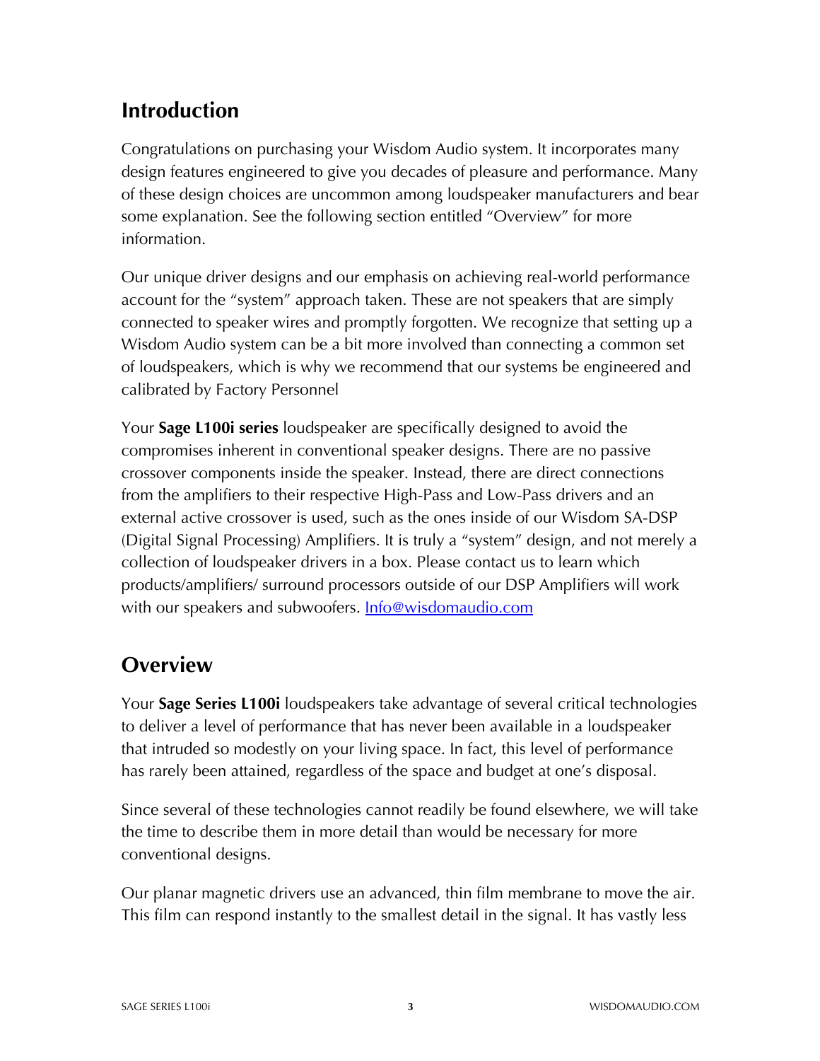## Introduction

Congratulations on purchasing your Wisdom Audio system. It incorporates many design features engineered to give you decades of pleasure and performance. Many of these design choices are uncommon among loudspeaker manufacturers and bear some explanation. See the following section entitled "Overview" for more information.

Our unique driver designs and our emphasis on achieving real-world performance account for the "system" approach taken. These are not speakers that are simply connected to speaker wires and promptly forgotten. We recognize that setting up a Wisdom Audio system can be a bit more involved than connecting a common set of loudspeakers, which is why we recommend that our systems be engineered and calibrated by Factory Personnel

Your **Sage L100i series** loudspeaker are specifically designed to avoid the compromises inherent in conventional speaker designs. There are no passive crossover components inside the speaker. Instead, there are direct connections from the amplifiers to their respective High-Pass and Low-Pass drivers and an external active crossover is used, such as the ones inside of our Wisdom SA-DSP (Digital Signal Processing) Amplifiers. It is truly a "system" design, and not merely a collection of loudspeaker drivers in a box. Please contact us to learn which products/amplifiers/ surround processors outside of our DSP Amplifiers will work with our speakers and subwoofers. Info@wisdomaudio.com

## Overview

Your **Sage Series L100i** loudspeakers take advantage of several critical technologies to deliver a level of performance that has never been available in a loudspeaker that intruded so modestly on your living space. In fact, this level of performance has rarely been attained, regardless of the space and budget at one's disposal.

Since several of these technologies cannot readily be found elsewhere, we will take the time to describe them in more detail than would be necessary for more conventional designs.

Our planar magnetic drivers use an advanced, thin film membrane to move the air. This film can respond instantly to the smallest detail in the signal. It has vastly less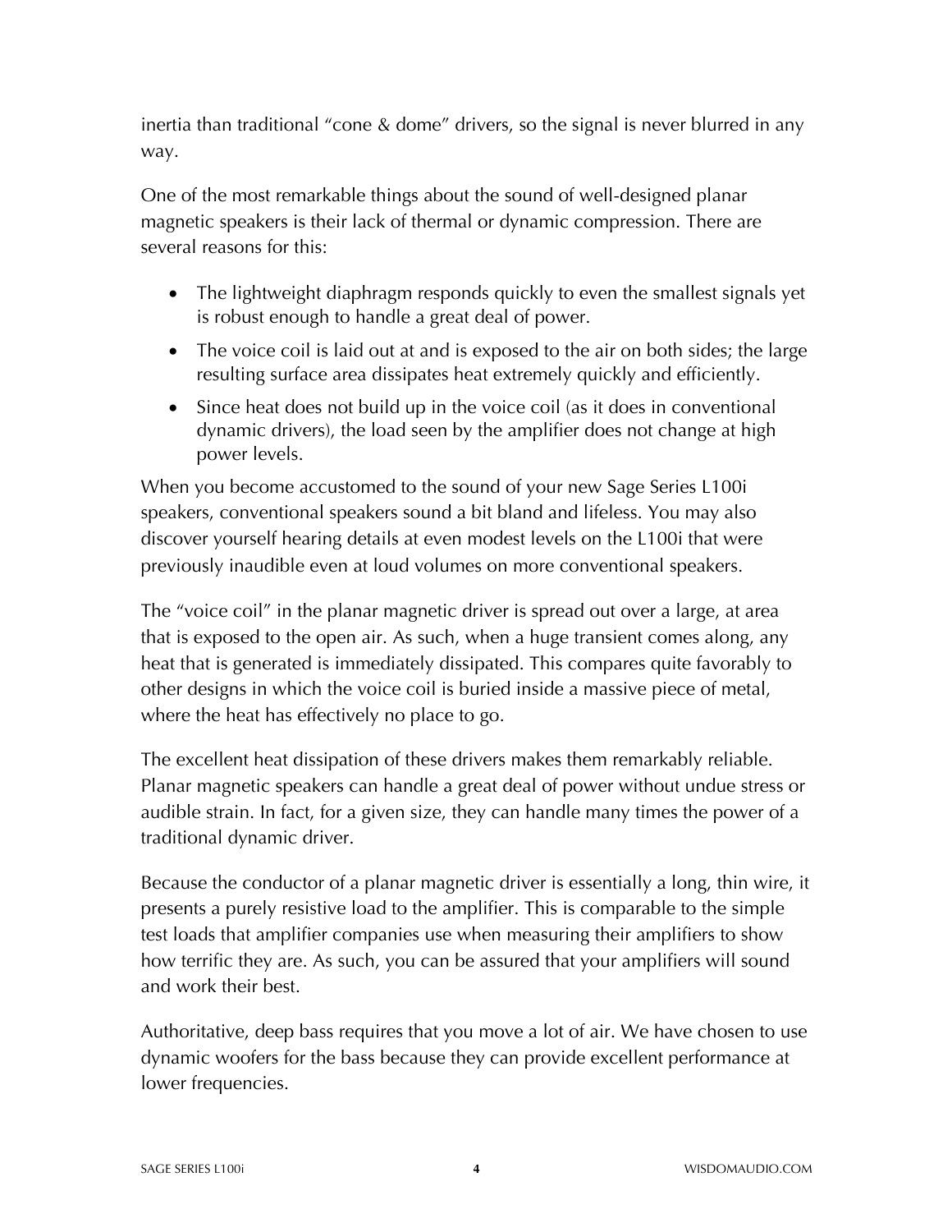inertia than traditional "cone & dome" drivers, so the signal is never blurred in any way.

One of the most remarkable things about the sound of well-designed planar magnetic speakers is their lack of thermal or dynamic compression. There are several reasons for this:

- The lightweight diaphragm responds quickly to even the smallest signals yet is robust enough to handle a great deal of power.
- The voice coil is laid out at and is exposed to the air on both sides; the large resulting surface area dissipates heat extremely quickly and efficiently.
- Since heat does not build up in the voice coil (as it does in conventional dynamic drivers), the load seen by the amplifier does not change at high power levels.

When you become accustomed to the sound of your new Sage Series L100i speakers, conventional speakers sound a bit bland and lifeless. You may also discover yourself hearing details at even modest levels on the L100i that were previously inaudible even at loud volumes on more conventional speakers.

The "voice coil" in the planar magnetic driver is spread out over a large, at area that is exposed to the open air. As such, when a huge transient comes along, any heat that is generated is immediately dissipated. This compares quite favorably to other designs in which the voice coil is buried inside a massive piece of metal, where the heat has effectively no place to go.

The excellent heat dissipation of these drivers makes them remarkably reliable. Planar magnetic speakers can handle a great deal of power without undue stress or audible strain. In fact, for a given size, they can handle many times the power of a traditional dynamic driver.

Because the conductor of a planar magnetic driver is essentially a long, thin wire, it presents a purely resistive load to the amplifier. This is comparable to the simple test loads that amplifier companies use when measuring their amplifiers to show how terrific they are. As such, you can be assured that your amplifiers will sound and work their best.

Authoritative, deep bass requires that you move a lot of air. We have chosen to use dynamic woofers for the bass because they can provide excellent performance at lower frequencies.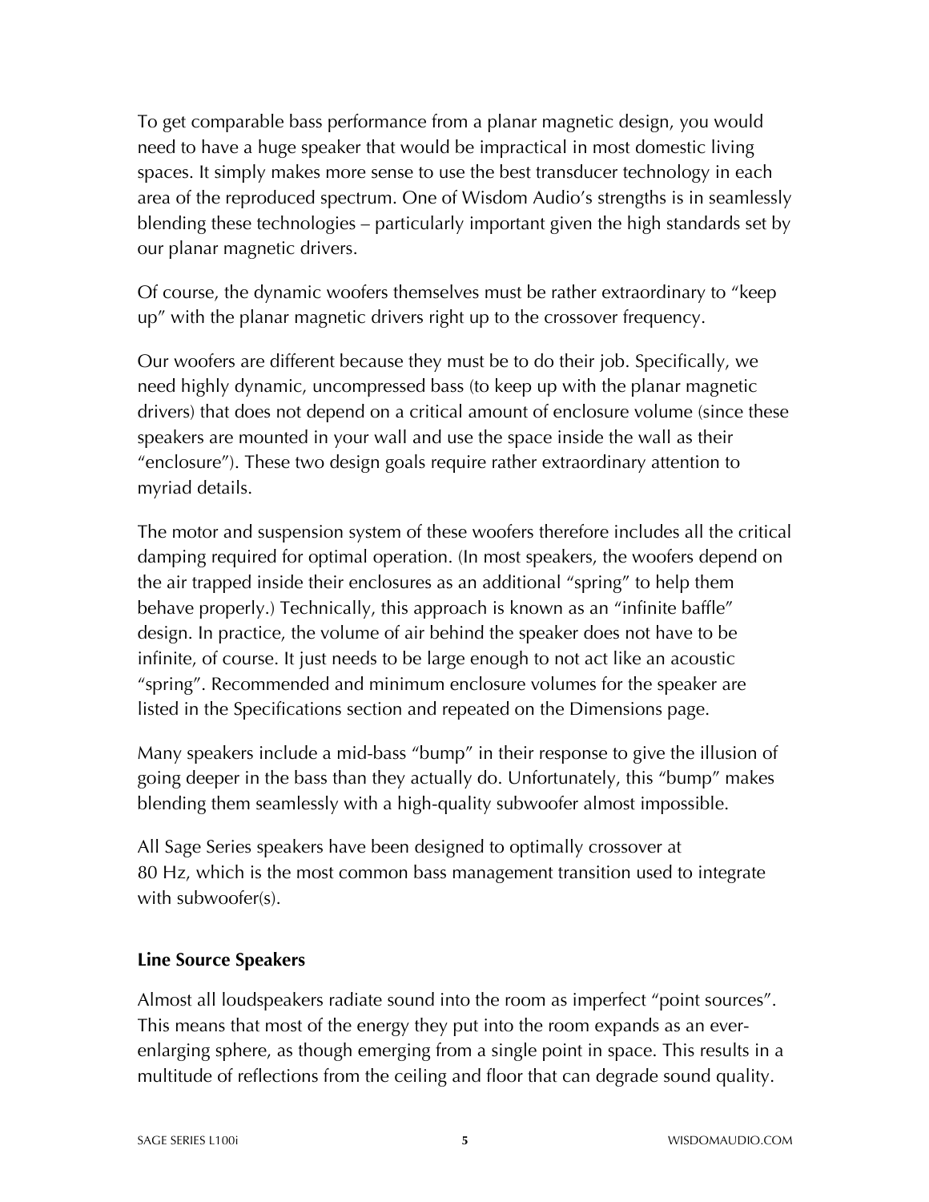To get comparable bass performance from a planar magnetic design, you would need to have a huge speaker that would be impractical in most domestic living spaces. It simply makes more sense to use the best transducer technology in each area of the reproduced spectrum. One of Wisdom Audio's strengths is in seamlessly blending these technologies – particularly important given the high standards set by our planar magnetic drivers.

Of course, the dynamic woofers themselves must be rather extraordinary to "keep up" with the planar magnetic drivers right up to the crossover frequency.

Our woofers are different because they must be to do their job. Specifically, we need highly dynamic, uncompressed bass (to keep up with the planar magnetic drivers) that does not depend on a critical amount of enclosure volume (since these speakers are mounted in your wall and use the space inside the wall as their "enclosure"). These two design goals require rather extraordinary attention to myriad details.

The motor and suspension system of these woofers therefore includes all the critical damping required for optimal operation. (In most speakers, the woofers depend on the air trapped inside their enclosures as an additional "spring" to help them behave properly.) Technically, this approach is known as an "infinite baffle" design. In practice, the volume of air behind the speaker does not have to be infinite, of course. It just needs to be large enough to not act like an acoustic "spring". Recommended and minimum enclosure volumes for the speaker are listed in the Specifications section and repeated on the Dimensions page.

Many speakers include a mid-bass "bump" in their response to give the illusion of going deeper in the bass than they actually do. Unfortunately, this "bump" makes blending them seamlessly with a high-quality subwoofer almost impossible.

All Sage Series speakers have been designed to optimally crossover at 80 Hz, which is the most common bass management transition used to integrate with subwoofer(s).

### Line Source Speakers

Almost all loudspeakers radiate sound into the room as imperfect "point sources". This means that most of the energy they put into the room expands as an ever-enlarging sphere, as though emerging from a single point in space. This results in a multitude of reflections from the ceiling and floor that can degrade sound quality.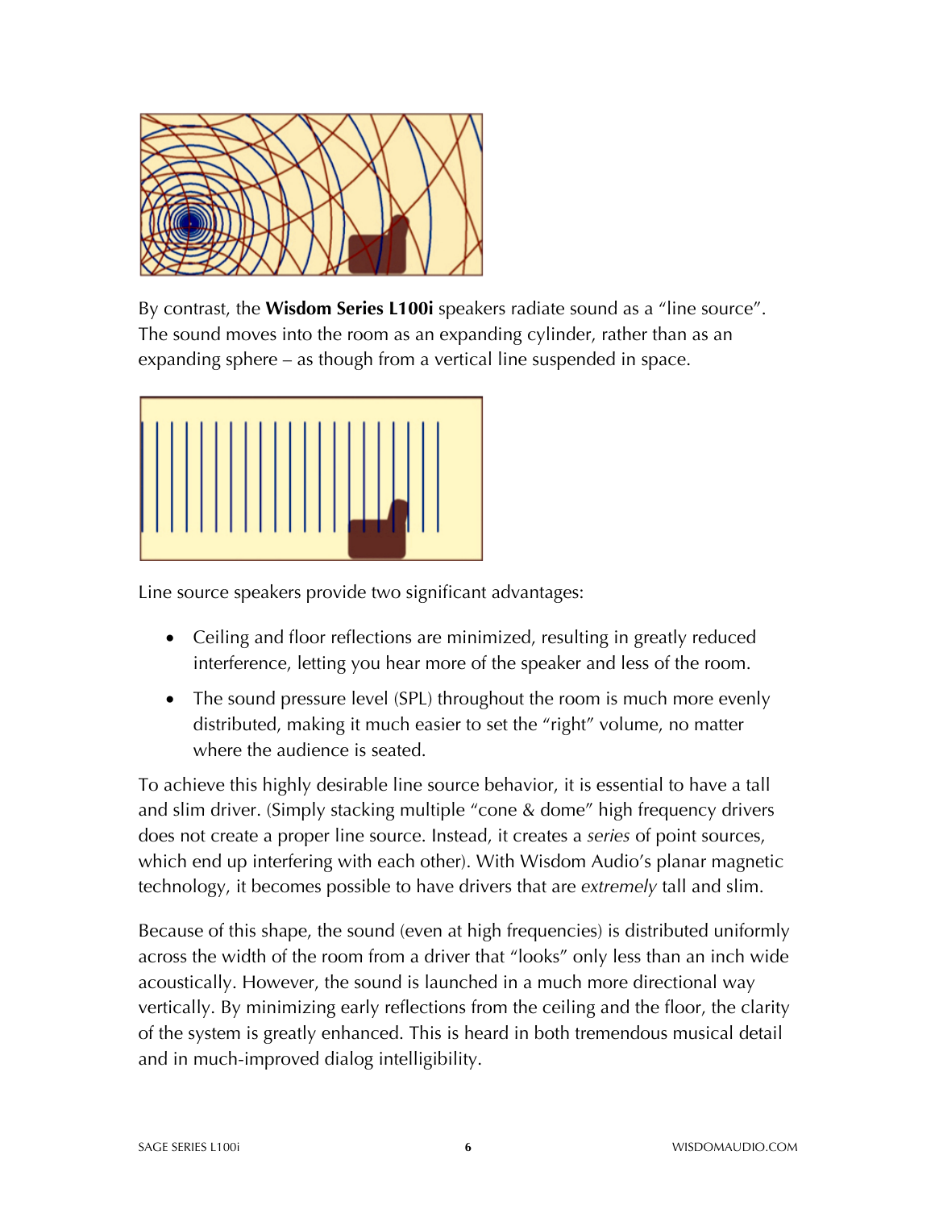By contrast, the **Wisdom Series L100i** speakers radiate sound as a "line source". The sound moves into the room as an expanding cylinder, rather than as an expanding sphere – as though from a vertical line suspended in space.

Line source speakers provide two significant advantages:

- Ceiling and floor reflections are minimized, resulting in greatly reduced interference, letting you hear more of the speaker and less of the room.
- The sound pressure level (SPL) throughout the room is much more evenly distributed, making it much easier to set the "right" volume, no matter where the audience is seated.

To achieve this highly desirable line source behavior, it is essential to have a tall and slim driver. (Simply stacking multiple "cone & dome" high frequency drivers does not create a proper line source. Instead, it creates a *series* of point sources, which end up interfering with each other). With Wisdom Audio's planar magnetic technology, it becomes possible to have drivers that are *extremely* tall and slim.

Because of this shape, the sound (even at high frequencies) is distributed uniformly across the width of the room from a driver that "looks" only less than an inch wide acoustically. However, the sound is launched in a much more directional way vertically. By minimizing early reflections from the ceiling and the floor, the clarity of the system is greatly enhanced. This is heard in both tremendous musical detail and in much-improved dialog intelligibility.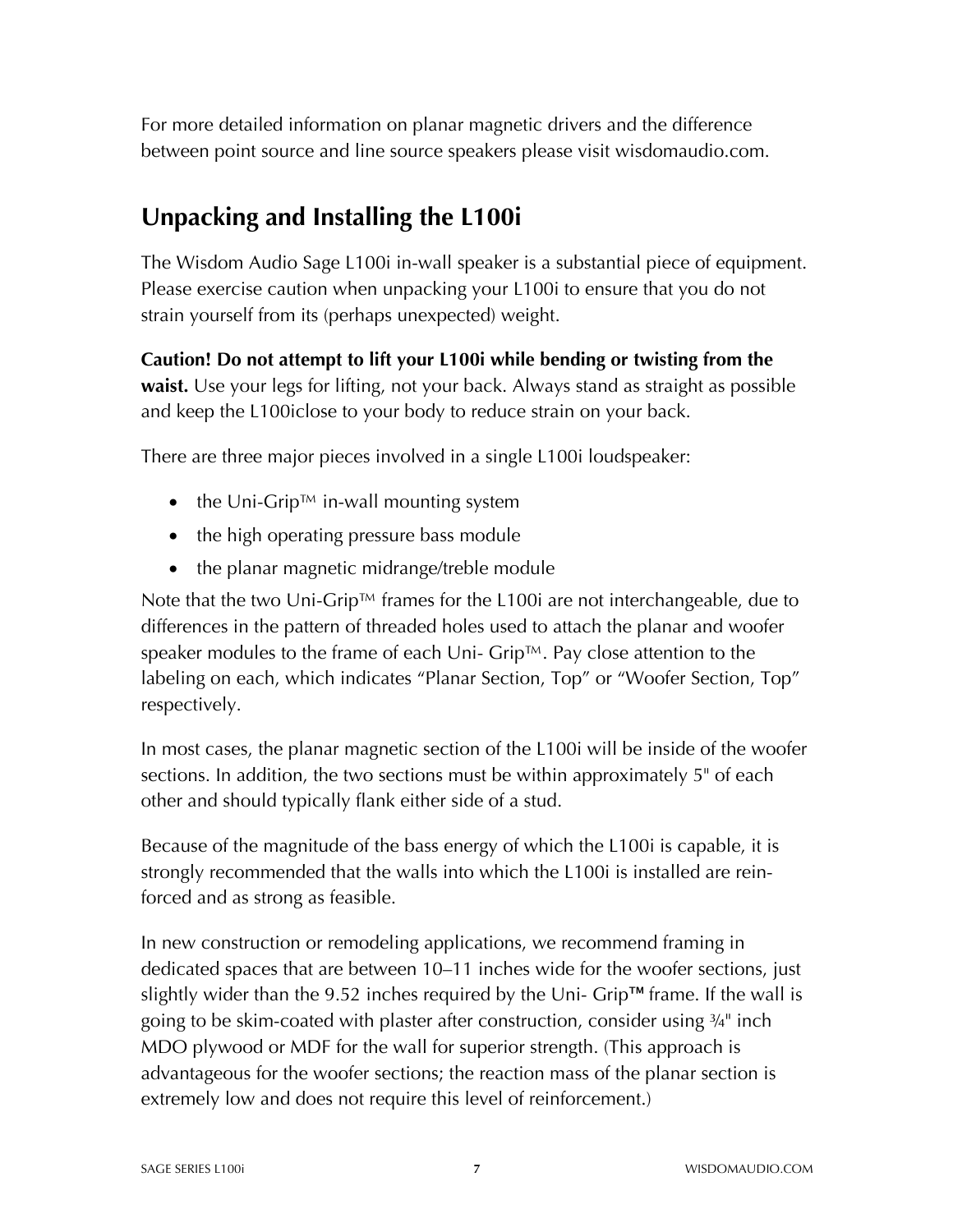For more detailed information on planar magnetic drivers and the difference between point source and line source speakers please visit wisdomaudio.com.

## Unpacking and Installing the L100i

The Wisdom Audio Sage L100i in-wall speaker is a substantial piece of equipment. Please exercise caution when unpacking your L100i to ensure that you do not strain yourself from its (perhaps unexpected) weight.

**Caution! Do not attempt to lift your L100i while bending or twisting from the waist.** Use your legs for lifting, not your back. Always stand as straight as possible and keep the L100iclose to your body to reduce strain on your back.

There are three major pieces involved in a single L100i loudspeaker:

- the Uni-Grip™ in-wall mounting system
- the high operating pressure bass module
- the planar magnetic midrange/treble module

Note that the two Uni-Grip™ frames for the L100i are not interchangeable, due to differences in the pattern of threaded holes used to attach the planar and woofer speaker modules to the frame of each Uni- Grip™. Pay close attention to the labeling on each, which indicates "Planar Section, Top" or "Woofer Section, Top" respectively.

In most cases, the planar magnetic section of the L100i will be inside of the woofer sections. In addition, the two sections must be within approximately 5" of each other and should typically flank either side of a stud.

Because of the magnitude of the bass energy of which the L100i is capable, it is strongly recommended that the walls into which the L100i is installed are rein-forced and as strong as feasible.

In new construction or remodeling applications, we recommend framing in dedicated spaces that are between 10–11 inches wide for the woofer sections, just slightly wider than the 9.52 inches required by the Uni- Grip™ frame. If the wall is going to be skim-coated with plaster after construction, consider using ¾" inch MDO plywood or MDF for the wall for superior strength. (This approach is advantageous for the woofer sections; the reaction mass of the planar section is extremely low and does not require this level of reinforcement.)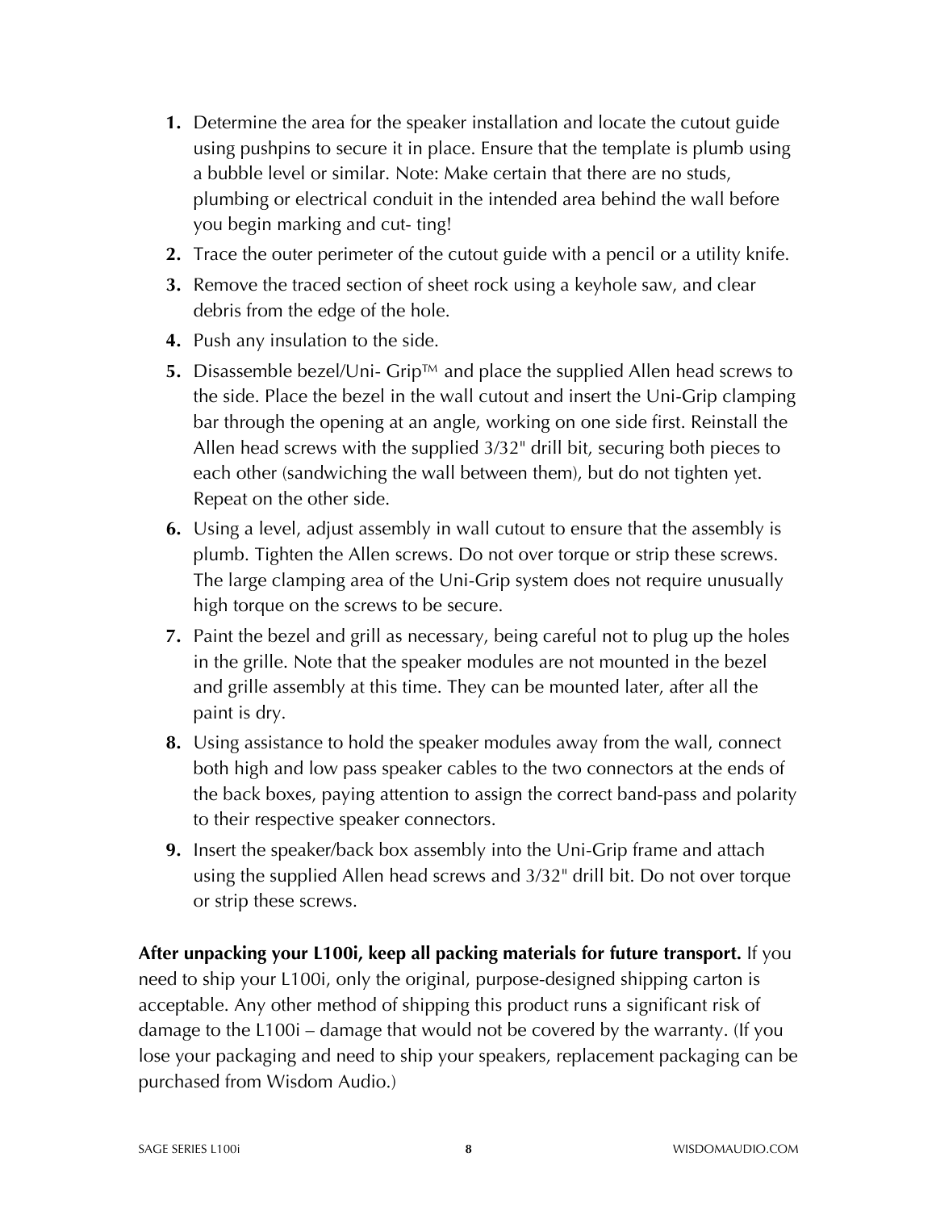1. Determine the area for the speaker installation and locate the cutout guide using pushpins to secure it in place. Ensure that the template is plumb using a bubble level or similar. Note: Make certain that there are no studs, plumbing or electrical conduit in the intended area behind the wall before you begin marking and cut- ting!
2. Trace the outer perimeter of the cutout guide with a pencil or a utility knife.
3. Remove the traced section of sheet rock using a keyhole saw, and clear debris from the edge of the hole.
4. Push any insulation to the side.
5. Disassemble bezel/Uni- Grip™ and place the supplied Allen head screws to the side. Place the bezel in the wall cutout and insert the Uni-Grip clamping bar through the opening at an angle, working on one side first. Reinstall the Allen head screws with the supplied 3/32" drill bit, securing both pieces to each other (sandwiching the wall between them), but do not tighten yet. Repeat on the other side.
6. Using a level, adjust assembly in wall cutout to ensure that the assembly is plumb. Tighten the Allen screws. Do not over torque or strip these screws. The large clamping area of the Uni-Grip system does not require unusually high torque on the screws to be secure.
7. Paint the bezel and grill as necessary, being careful not to plug up the holes in the grille. Note that the speaker modules are not mounted in the bezel and grille assembly at this time. They can be mounted later, after all the paint is dry.
8. Using assistance to hold the speaker modules away from the wall, connect both high and low pass speaker cables to the two connectors at the ends of the back boxes, paying attention to assign the correct band-pass and polarity to their respective speaker connectors.
9. Insert the speaker/back box assembly into the Uni-Grip frame and attach using the supplied Allen head screws and 3/32" drill bit. Do not over torque or strip these screws.

**After unpacking your L100i, keep all packing materials for future transport.** If you need to ship your L100i, only the original, purpose-designed shipping carton is acceptable. Any other method of shipping this product runs a significant risk of damage to the L100i – damage that would not be covered by the warranty. (If you lose your packaging and need to ship your speakers, replacement packaging can be purchased from Wisdom Audio.)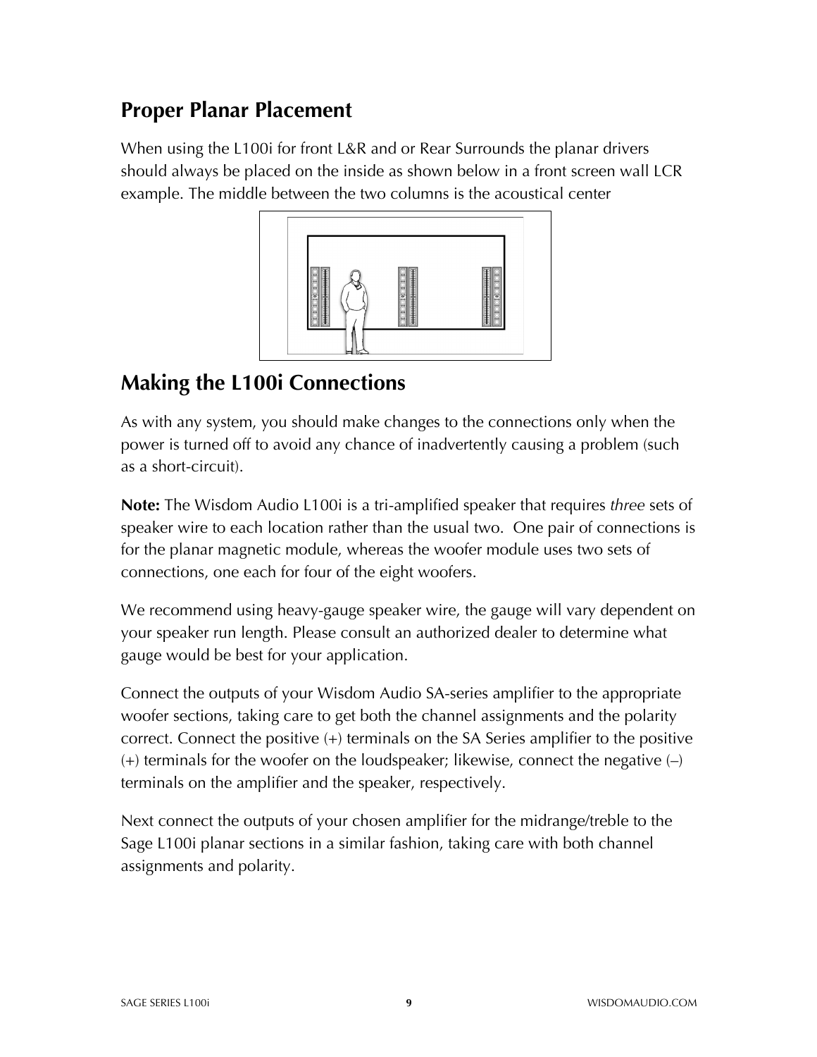## Proper Planar Placement

When using the L100i for front L&R and or Rear Surrounds the planar drivers should always be placed on the inside as shown below in a front screen wall LCR example. The middle between the two columns is the acoustical center

## Making the L100i Connections

As with any system, you should make changes to the connections only when the power is turned off to avoid any chance of inadvertently causing a problem (such as a short-circuit).

**Note:** The Wisdom Audio L100i is a tri-amplified speaker that requires *three* sets of speaker wire to each location rather than the usual two. One pair of connections is for the planar magnetic module, whereas the woofer module uses two sets of connections, one each for four of the eight woofers.

We recommend using heavy-gauge speaker wire, the gauge will vary dependent on your speaker run length. Please consult an authorized dealer to determine what gauge would be best for your application.

Connect the outputs of your Wisdom Audio SA-series amplifier to the appropriate woofer sections, taking care to get both the channel assignments and the polarity correct. Connect the positive (+) terminals on the SA Series amplifier to the positive (+) terminals for the woofer on the loudspeaker; likewise, connect the negative (–) terminals on the amplifier and the speaker, respectively.

Next connect the outputs of your chosen amplifier for the midrange/treble to the Sage L100i planar sections in a similar fashion, taking care with both channel assignments and polarity.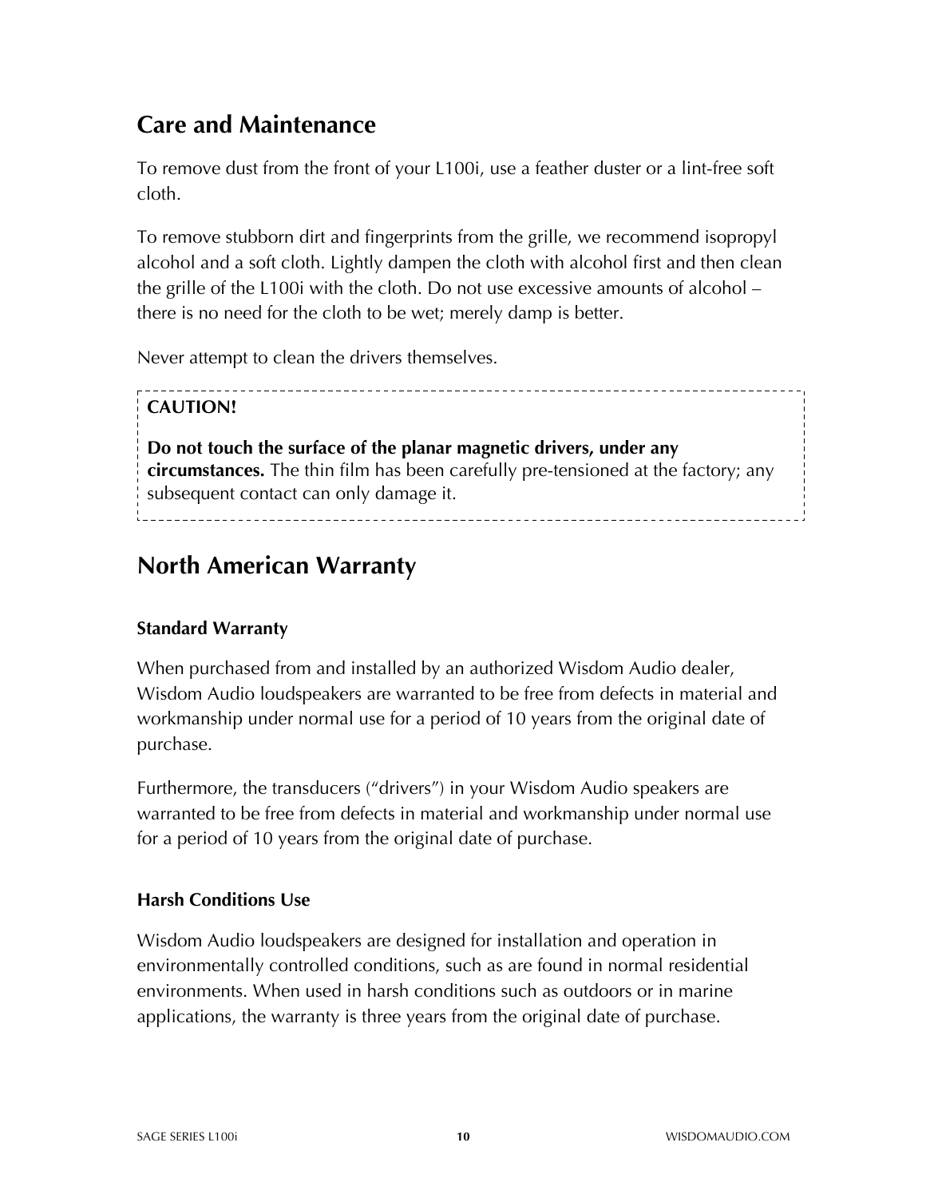## Care and Maintenance

To remove dust from the front of your L100i, use a feather duster or a lint-free soft cloth.

To remove stubborn dirt and fingerprints from the grille, we recommend isopropyl alcohol and a soft cloth. Lightly dampen the cloth with alcohol first and then clean the grille of the L100i with the cloth. Do not use excessive amounts of alcohol – there is no need for the cloth to be wet; merely damp is better.

Never attempt to clean the drivers themselves.

**CAUTION!**

**Do not touch the surface of the planar magnetic drivers, under any circumstances.** The thin film has been carefully pre-tensioned at the factory; any subsequent contact can only damage it.

## North American Warranty

### Standard Warranty

When purchased from and installed by an authorized Wisdom Audio dealer, Wisdom Audio loudspeakers are warranted to be free from defects in material and workmanship under normal use for a period of 10 years from the original date of purchase.

Furthermore, the transducers ("drivers") in your Wisdom Audio speakers are warranted to be free from defects in material and workmanship under normal use for a period of 10 years from the original date of purchase.

### Harsh Conditions Use

Wisdom Audio loudspeakers are designed for installation and operation in environmentally controlled conditions, such as are found in normal residential environments. When used in harsh conditions such as outdoors or in marine applications, the warranty is three years from the original date of purchase.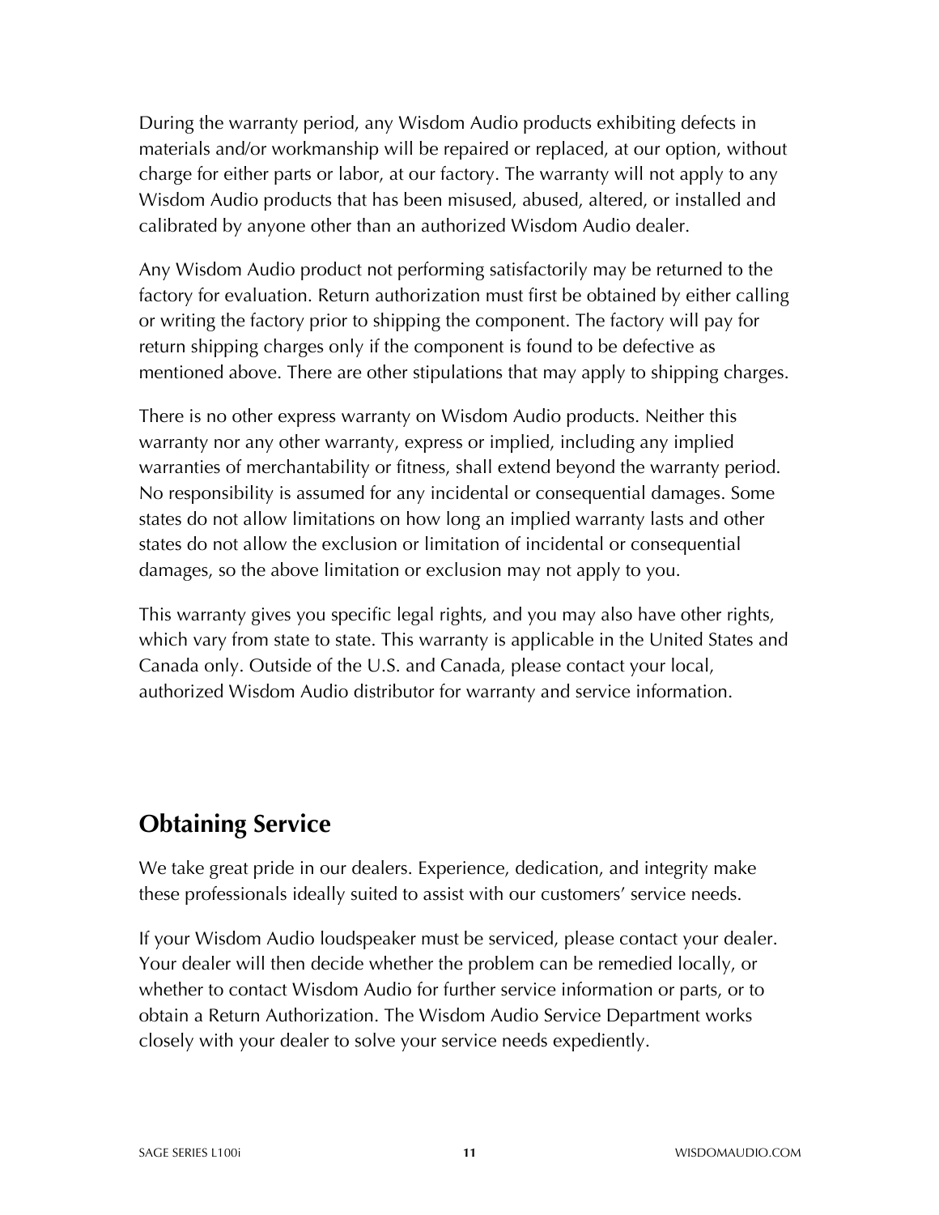During the warranty period, any Wisdom Audio products exhibiting defects in materials and/or workmanship will be repaired or replaced, at our option, without charge for either parts or labor, at our factory. The warranty will not apply to any Wisdom Audio products that has been misused, abused, altered, or installed and calibrated by anyone other than an authorized Wisdom Audio dealer.

Any Wisdom Audio product not performing satisfactorily may be returned to the factory for evaluation. Return authorization must first be obtained by either calling or writing the factory prior to shipping the component. The factory will pay for return shipping charges only if the component is found to be defective as mentioned above. There are other stipulations that may apply to shipping charges.

There is no other express warranty on Wisdom Audio products. Neither this warranty nor any other warranty, express or implied, including any implied warranties of merchantability or fitness, shall extend beyond the warranty period. No responsibility is assumed for any incidental or consequential damages. Some states do not allow limitations on how long an implied warranty lasts and other states do not allow the exclusion or limitation of incidental or consequential damages, so the above limitation or exclusion may not apply to you.

This warranty gives you specific legal rights, and you may also have other rights, which vary from state to state. This warranty is applicable in the United States and Canada only. Outside of the U.S. and Canada, please contact your local, authorized Wisdom Audio distributor for warranty and service information.

## Obtaining Service

We take great pride in our dealers. Experience, dedication, and integrity make these professionals ideally suited to assist with our customers' service needs.

If your Wisdom Audio loudspeaker must be serviced, please contact your dealer. Your dealer will then decide whether the problem can be remedied locally, or whether to contact Wisdom Audio for further service information or parts, or to obtain a Return Authorization. The Wisdom Audio Service Department works closely with your dealer to solve your service needs expediently.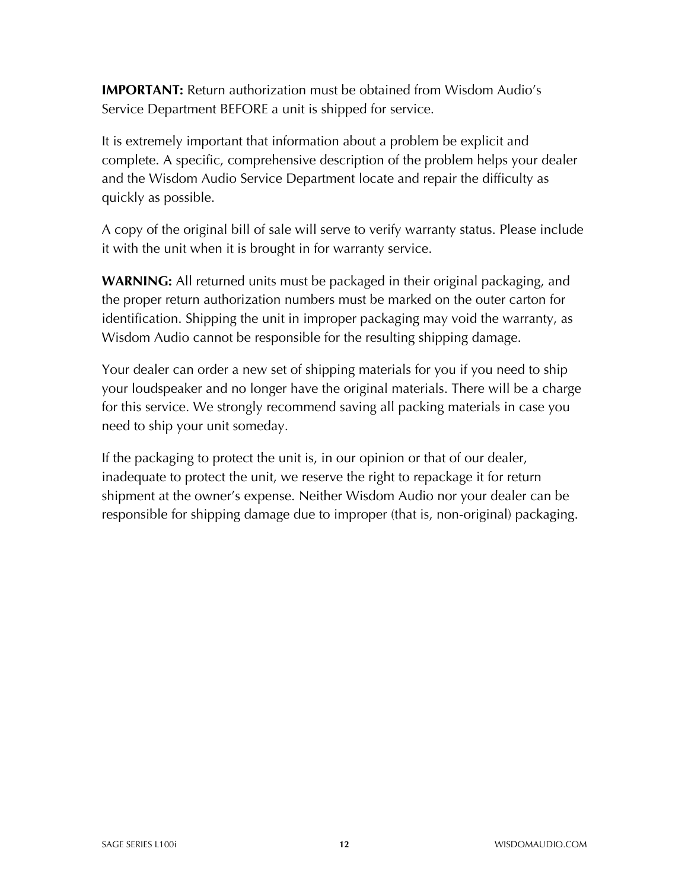**IMPORTANT:** Return authorization must be obtained from Wisdom Audio's Service Department BEFORE a unit is shipped for service.

It is extremely important that information about a problem be explicit and complete. A specific, comprehensive description of the problem helps your dealer and the Wisdom Audio Service Department locate and repair the difficulty as quickly as possible.

A copy of the original bill of sale will serve to verify warranty status. Please include it with the unit when it is brought in for warranty service.

**WARNING:** All returned units must be packaged in their original packaging, and the proper return authorization numbers must be marked on the outer carton for identification. Shipping the unit in improper packaging may void the warranty, as Wisdom Audio cannot be responsible for the resulting shipping damage.

Your dealer can order a new set of shipping materials for you if you need to ship your loudspeaker and no longer have the original materials. There will be a charge for this service. We strongly recommend saving all packing materials in case you need to ship your unit someday.

If the packaging to protect the unit is, in our opinion or that of our dealer, inadequate to protect the unit, we reserve the right to repackage it for return shipment at the owner's expense. Neither Wisdom Audio nor your dealer can be responsible for shipping damage due to improper (that is, non-original) packaging.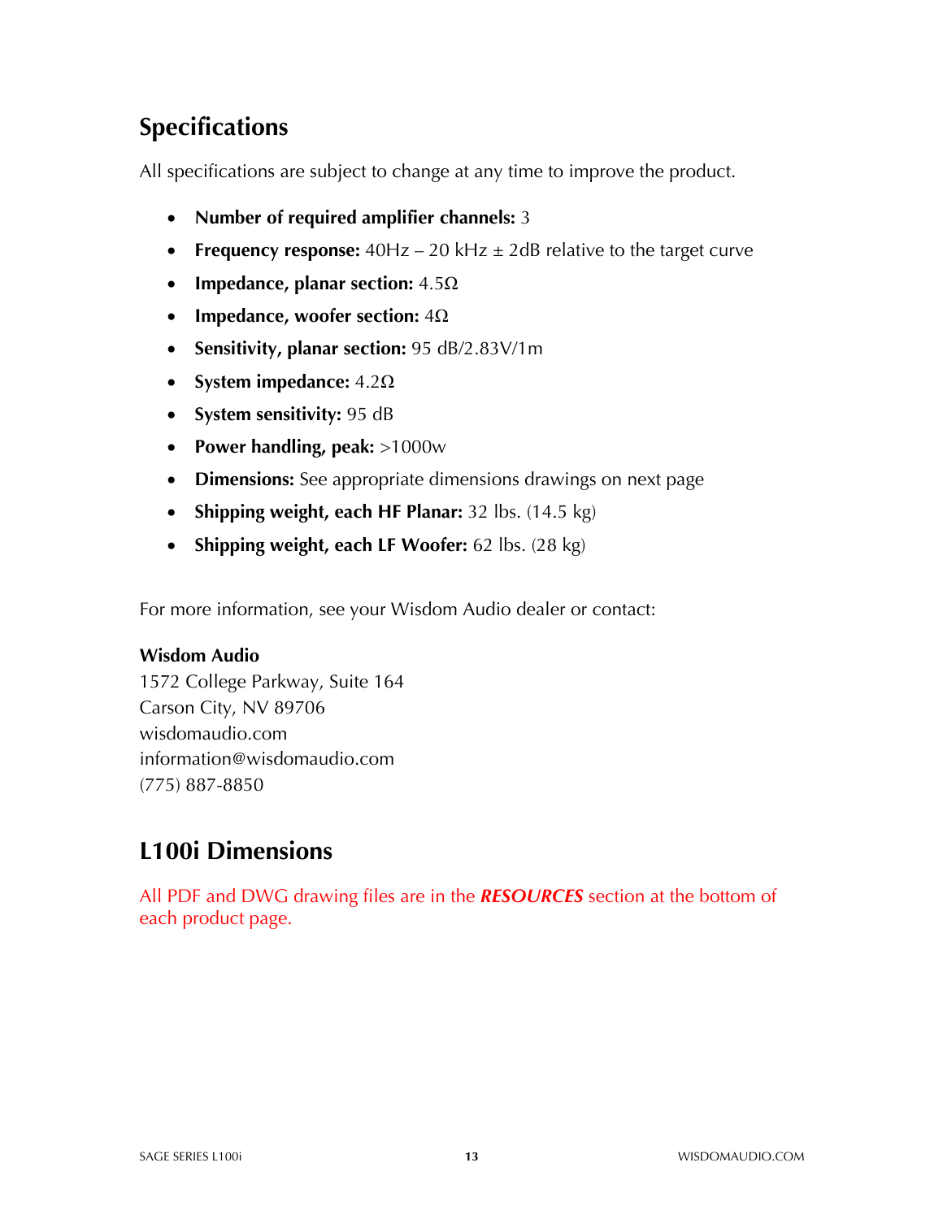## Specifications

All specifications are subject to change at any time to improve the product.

- **Number of required amplifier channels:** 3
- **Frequency response:** 40Hz – 20 kHz ± 2dB relative to the target curve
- **Impedance, planar section:** 4.5Ω
- **Impedance, woofer section:** 4Ω
- **Sensitivity, planar section:** 95 dB/2.83V/1m
- **System impedance:** 4.2Ω
- **System sensitivity:** 95 dB
- **Power handling, peak:** >1000w
- **Dimensions:** See appropriate dimensions drawings on next page
- **Shipping weight, each HF Planar:** 32 lbs. (14.5 kg)
- **Shipping weight, each LF Woofer:** 62 lbs. (28 kg)

For more information, see your Wisdom Audio dealer or contact:

**Wisdom Audio**
1572 College Parkway, Suite 164
Carson City, NV 89706
wisdomaudio.com
information@wisdomaudio.com
(775) 887-8850

## L100i Dimensions

All PDF and DWG drawing files are in the ***RESOURCES*** section at the bottom of each product page.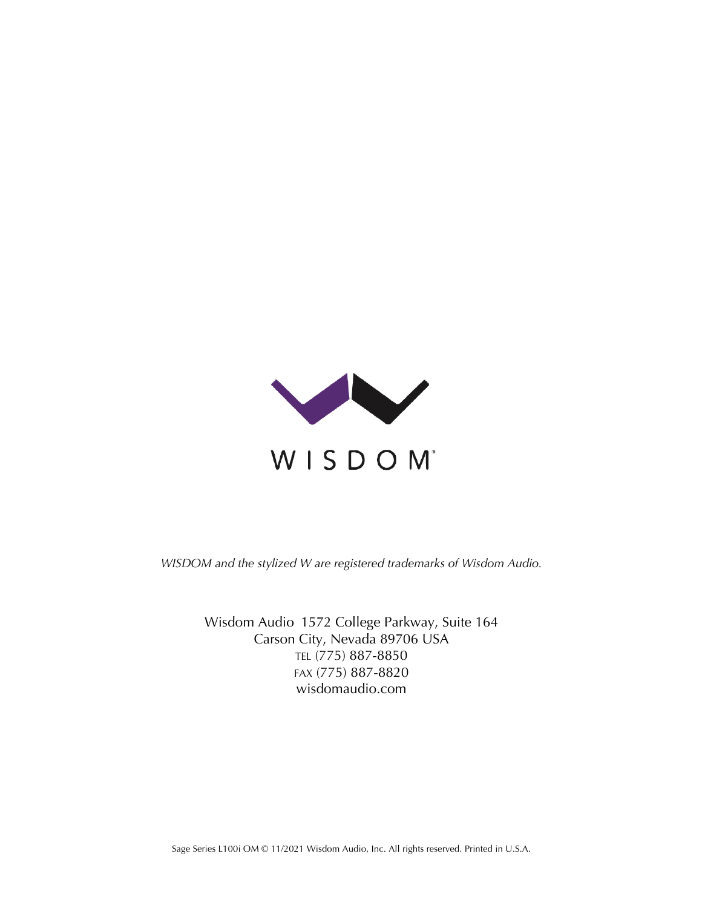WISDOM®

*WISDOM and the stylized W are registered trademarks of Wisdom Audio.*

Wisdom Audio 1572 College Parkway, Suite 164
Carson City, Nevada 89706 USA
TEL (775) 887-8850
FAX (775) 887-8820
wisdomaudio.com

Sage Series L100i OM © 11/2021 Wisdom Audio, Inc. All rights reserved. Printed in U.S.A.